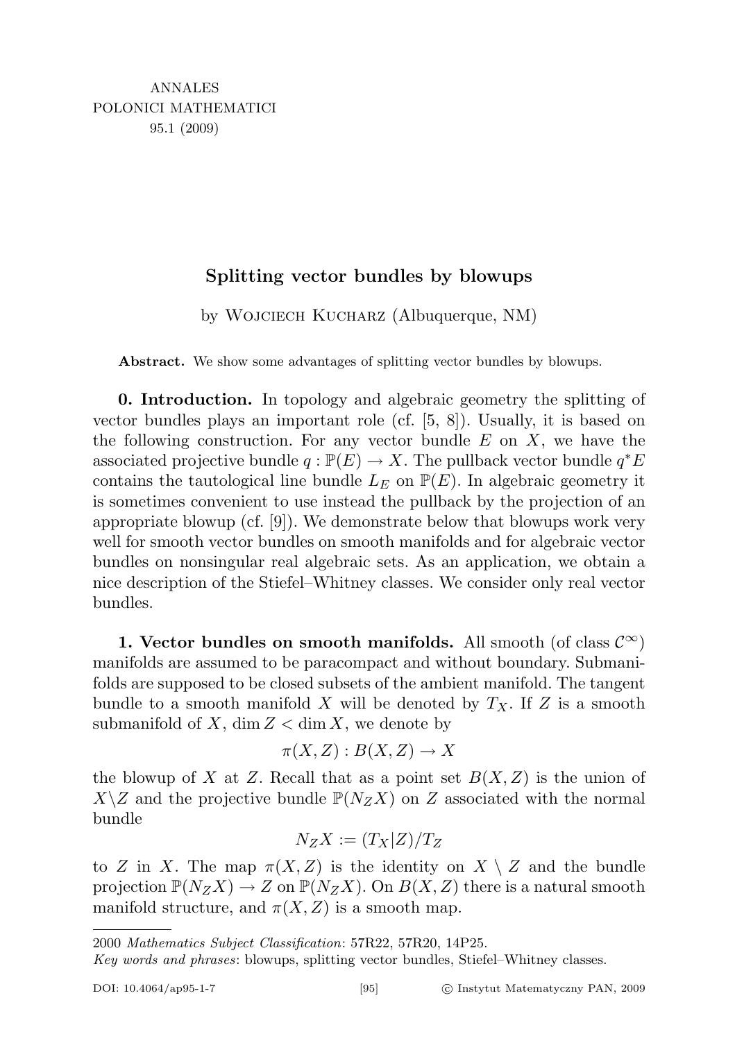ANNALES
POLONICI MATHEMATICI
95.1 (2009)

# Splitting vector bundles by blowups

by Wojciech Kucharz (Albuquerque, NM)

**Abstract.** We show some advantages of splitting vector bundles by blowups.

**0. Introduction.** In topology and algebraic geometry the splitting of vector bundles plays an important role (cf. [5, 8]). Usually, it is based on the following construction. For any vector bundle $E$ on $X$, we have the associated projective bundle $q : \mathbb{P}(E) \to X$. The pullback vector bundle $q^*E$ contains the tautological line bundle $L_E$ on $\mathbb{P}(E)$. In algebraic geometry it is sometimes convenient to use instead the pullback by the projection of an appropriate blowup (cf. [9]). We demonstrate below that blowups work very well for smooth vector bundles on smooth manifolds and for algebraic vector bundles on nonsingular real algebraic sets. As an application, we obtain a nice description of the Stiefel–Whitney classes. We consider only real vector bundles.

**1. Vector bundles on smooth manifolds.** All smooth (of class $\mathcal{C}^\infty$) manifolds are assumed to be paracompact and without boundary. Submanifolds are supposed to be closed subsets of the ambient manifold. The tangent bundle to a smooth manifold $X$ will be denoted by $T_X$. If $Z$ is a smooth submanifold of $X$, $\dim Z < \dim X$, we denote by

$$\pi(X, Z) : B(X, Z) \to X$$

the blowup of $X$ at $Z$. Recall that as a point set $B(X, Z)$ is the union of $X \setminus Z$ and the projective bundle $\mathbb{P}(N_Z X)$ on $Z$ associated with the normal bundle

$$N_Z X := (T_X|Z)/T_Z$$

to $Z$ in $X$. The map $\pi(X, Z)$ is the identity on $X \setminus Z$ and the bundle projection $\mathbb{P}(N_Z X) \to Z$ on $\mathbb{P}(N_Z X)$. On $B(X, Z)$ there is a natural smooth manifold structure, and $\pi(X, Z)$ is a smooth map.

2000 *Mathematics Subject Classification*: 57R22, 57R20, 14P25.

*Key words and phrases*: blowups, splitting vector bundles, Stiefel–Whitney classes.

DOI: 10.4064/ap95-1-7 © Instytut Matematyczny PAN, 2009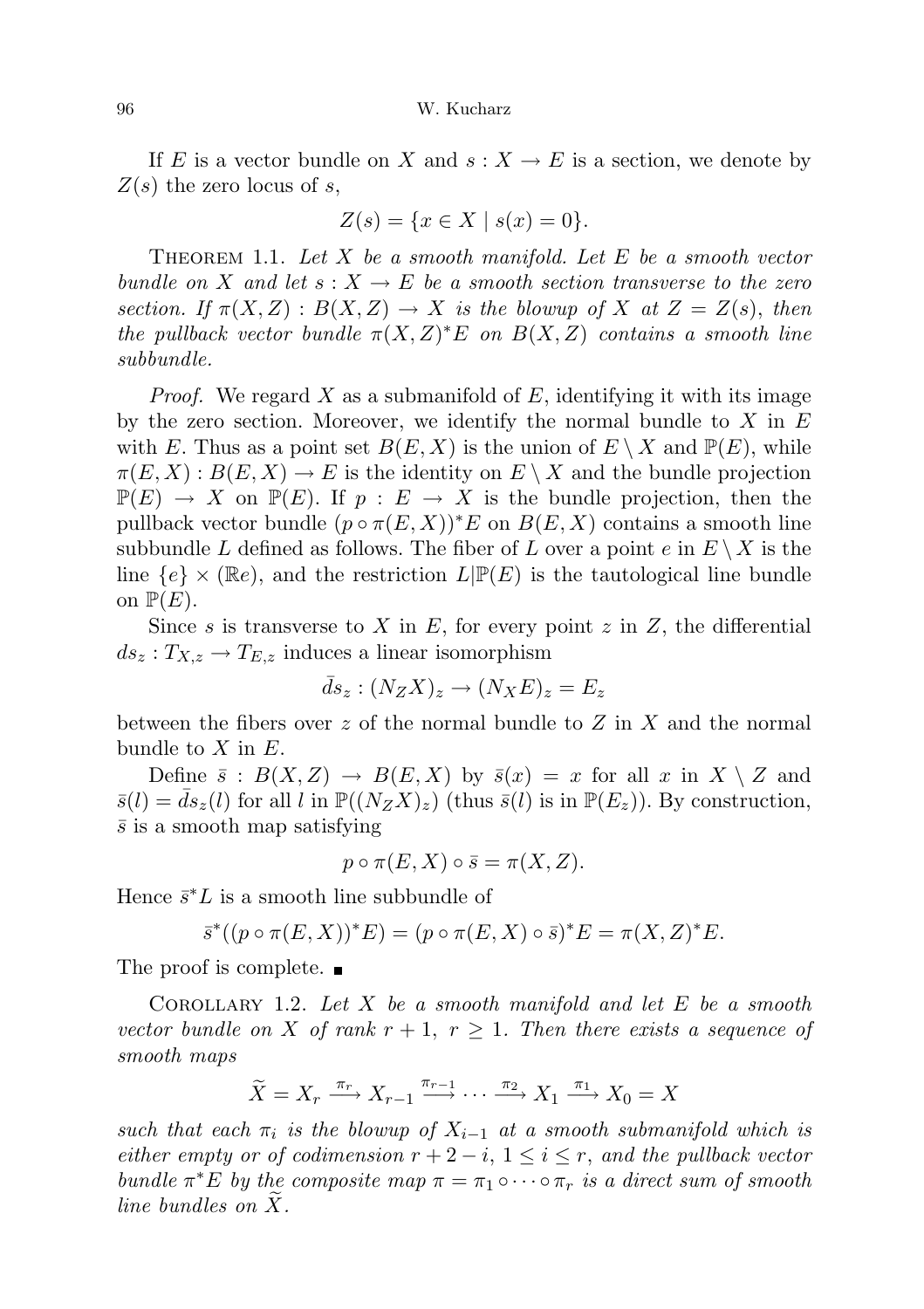If $E$ is a vector bundle on $X$ and $s : X \to E$ is a section, we denote by $Z(s)$ the zero locus of $s$,

$$Z(s) = \{x \in X \mid s(x) = 0\}.$$

THEOREM 1.1. *Let $X$ be a smooth manifold. Let $E$ be a smooth vector bundle on $X$ and let $s : X \to E$ be a smooth section transverse to the zero section. If $\pi(X,Z) : B(X,Z) \to X$ is the blowup of $X$ at $Z = Z(s)$, then the pullback vector bundle $\pi(X,Z)^*E$ on $B(X,Z)$ contains a smooth line subbundle.*

*Proof.* We regard $X$ as a submanifold of $E$, identifying it with its image by the zero section. Moreover, we identify the normal bundle to $X$ in $E$ with $E$. Thus as a point set $B(E,X)$ is the union of $E \setminus X$ and $\mathbb{P}(E)$, while $\pi(E,X) : B(E,X) \to E$ is the identity on $E \setminus X$ and the bundle projection $\mathbb{P}(E) \to X$ on $\mathbb{P}(E)$. If $p : E \to X$ is the bundle projection, then the pullback vector bundle $(p \circ \pi(E,X))^*E$ on $B(E,X)$ contains a smooth line subbundle $L$ defined as follows. The fiber of $L$ over a point $e$ in $E \setminus X$ is the line $\{e\} \times (\mathbb{R}e)$, and the restriction $L|\mathbb{P}(E)$ is the tautological line bundle on $\mathbb{P}(E)$.

Since $s$ is transverse to $X$ in $E$, for every point $z$ in $Z$, the differential $ds_z : T_{X,z} \to T_{E,z}$ induces a linear isomorphism

$$\bar{d}s_z : (N_Z X)_z \to (N_X E)_z = E_z$$

between the fibers over $z$ of the normal bundle to $Z$ in $X$ and the normal bundle to $X$ in $E$.

Define $\bar{s} : B(X,Z) \to B(E,X)$ by $\bar{s}(x) = x$ for all $x$ in $X \setminus Z$ and $\bar{s}(l) = \bar{d}s_z(l)$ for all $l$ in $\mathbb{P}((N_Z X)_z)$ (thus $\bar{s}(l)$ is in $\mathbb{P}(E_z)$). By construction, $\bar{s}$ is a smooth map satisfying

$$p \circ \pi(E,X) \circ \bar{s} = \pi(X,Z).$$

Hence $\bar{s}^*L$ is a smooth line subbundle of

$$\bar{s}^*((p \circ \pi(E,X))^*E) = (p \circ \pi(E,X) \circ \bar{s})^*E = \pi(X,Z)^*E.$$

The proof is complete. ∎

COROLLARY 1.2. *Let $X$ be a smooth manifold and let $E$ be a smooth vector bundle on $X$ of rank $r+1$, $r \geq 1$. Then there exists a sequence of smooth maps*

$$\widetilde{X} = X_r \xrightarrow{\pi_r} X_{r-1} \xrightarrow{\pi_{r-1}} \cdots \xrightarrow{\pi_2} X_1 \xrightarrow{\pi_1} X_0 = X$$

*such that each $\pi_i$ is the blowup of $X_{i-1}$ at a smooth submanifold which is either empty or of codimension $r+2-i$, $1 \leq i \leq r$, and the pullback vector bundle $\pi^*E$ by the composite map $\pi = \pi_1 \circ \cdots \circ \pi_r$ is a direct sum of smooth line bundles on $\widetilde{X}$.*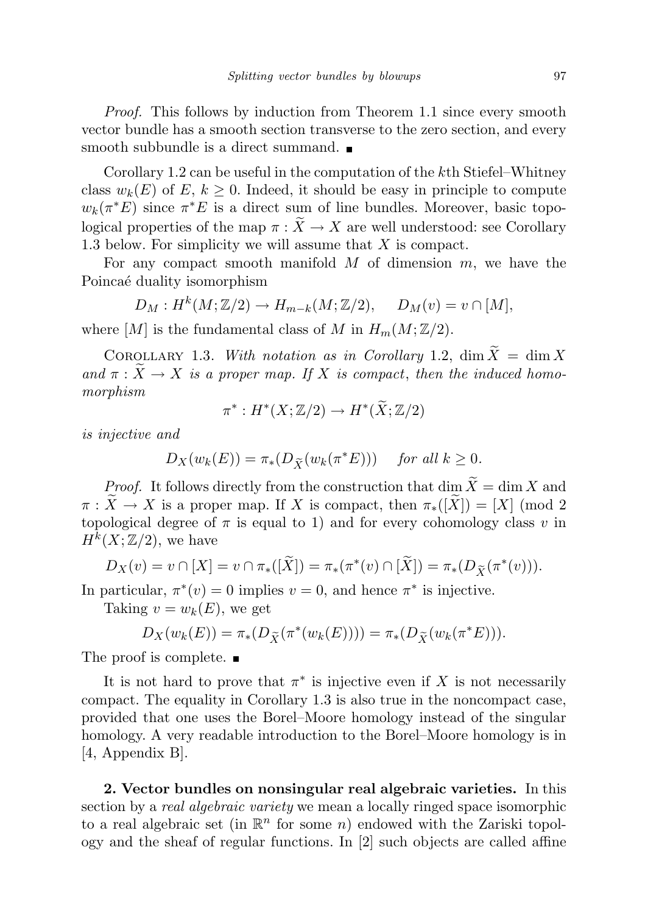*Proof.* This follows by induction from Theorem 1.1 since every smooth vector bundle has a smooth section transverse to the zero section, and every smooth subbundle is a direct summand. ■

Corollary 1.2 can be useful in the computation of the $k$th Stiefel–Whitney class $w_k(E)$ of $E$, $k \geq 0$. Indeed, it should be easy in principle to compute $w_k(\pi^*E)$ since $\pi^*E$ is a direct sum of line bundles. Moreover, basic topological properties of the map $\pi : \widetilde{X} \to X$ are well understood: see Corollary 1.3 below. For simplicity we will assume that $X$ is compact.

For any compact smooth manifold $M$ of dimension $m$, we have the Poincaé duality isomorphism

$$D_M : H^k(M; \mathbb{Z}/2) \to H_{m-k}(M; \mathbb{Z}/2), \quad D_M(v) = v \cap [M],$$

where $[M]$ is the fundamental class of $M$ in $H_m(M; \mathbb{Z}/2)$.

Corollary 1.3. *With notation as in Corollary* 1.2, $\dim \widetilde{X} = \dim X$ *and* $\pi : \widetilde{X} \to X$ *is a proper map. If* $X$ *is compact*, *then the induced homomorphism*

$$\pi^* : H^*(X; \mathbb{Z}/2) \to H^*(\widetilde{X}; \mathbb{Z}/2)$$

*is injective and*

$$D_X(w_k(E)) = \pi_*(D_{\widetilde{X}}(w_k(\pi^*E))) \quad \text{for all } k \geq 0.$$

*Proof.* It follows directly from the construction that $\dim \widetilde{X} = \dim X$ and $\pi : \widetilde{X} \to X$ is a proper map. If $X$ is compact, then $\pi_*([\widetilde{X}]) = [X]$ (mod 2 topological degree of $\pi$ is equal to 1) and for every cohomology class $v$ in $H^k(X; \mathbb{Z}/2)$, we have

$$D_X(v) = v \cap [X] = v \cap \pi_*([\widetilde{X}]) = \pi_*(\pi^*(v) \cap [\widetilde{X}]) = \pi_*(D_{\widetilde{X}}(\pi^*(v))).$$

In particular, $\pi^*(v) = 0$ implies $v = 0$, and hence $\pi^*$ is injective.

Taking $v = w_k(E)$, we get

$$D_X(w_k(E)) = \pi_*(D_{\widetilde{X}}(\pi^*(w_k(E)))) = \pi_*(D_{\widetilde{X}}(w_k(\pi^*E))).$$

The proof is complete. ■

It is not hard to prove that $\pi^*$ is injective even if $X$ is not necessarily compact. The equality in Corollary 1.3 is also true in the noncompact case, provided that one uses the Borel–Moore homology instead of the singular homology. A very readable introduction to the Borel–Moore homology is in [4, Appendix B].

**2. Vector bundles on nonsingular real algebraic varieties.** In this section by a *real algebraic variety* we mean a locally ringed space isomorphic to a real algebraic set (in $\mathbb{R}^n$ for some $n$) endowed with the Zariski topology and the sheaf of regular functions. In [2] such objects are called affine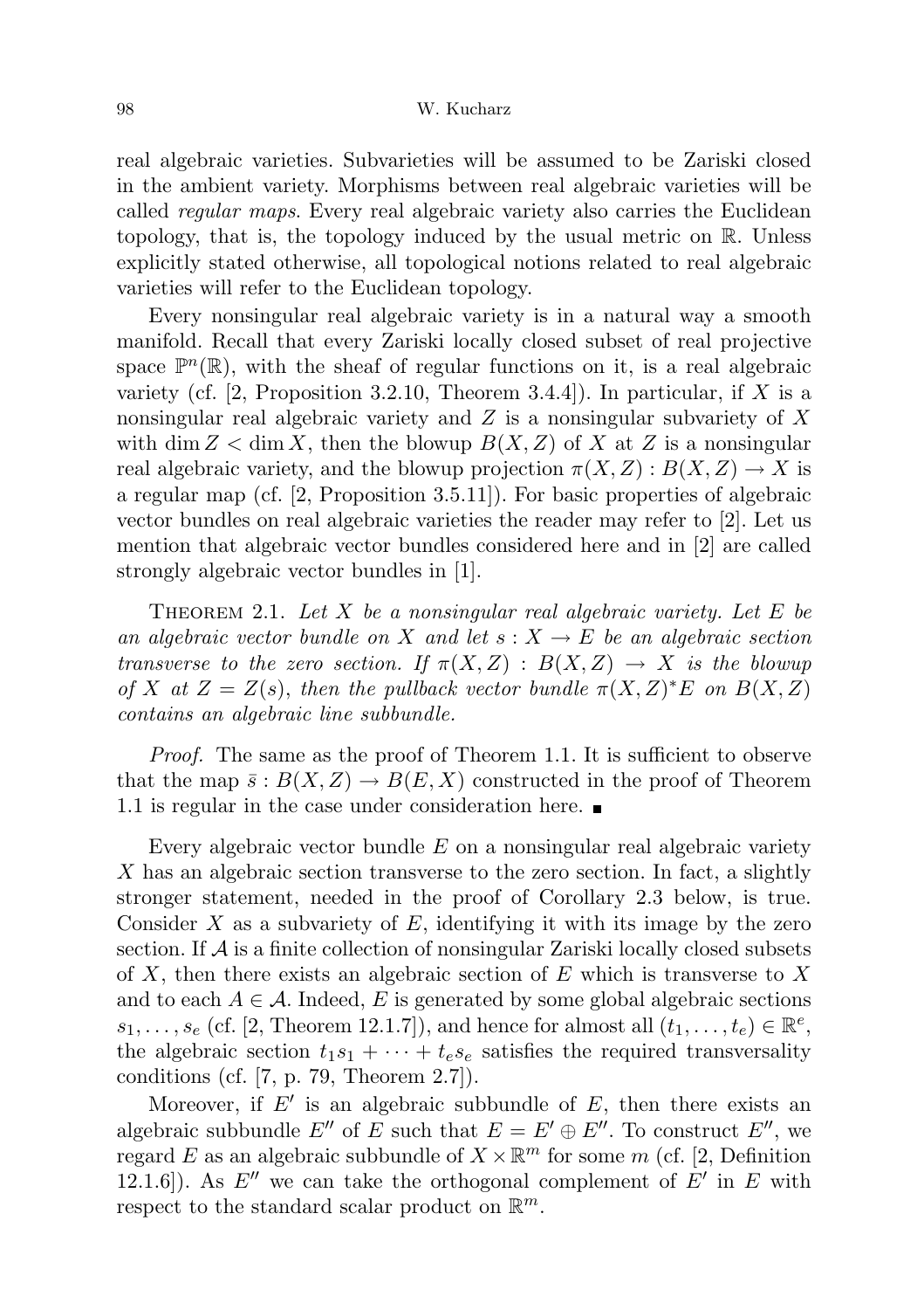real algebraic varieties. Subvarieties will be assumed to be Zariski closed in the ambient variety. Morphisms between real algebraic varieties will be called *regular maps*. Every real algebraic variety also carries the Euclidean topology, that is, the topology induced by the usual metric on $\mathbb{R}$. Unless explicitly stated otherwise, all topological notions related to real algebraic varieties will refer to the Euclidean topology.

Every nonsingular real algebraic variety is in a natural way a smooth manifold. Recall that every Zariski locally closed subset of real projective space $\mathbb{P}^n(\mathbb{R})$, with the sheaf of regular functions on it, is a real algebraic variety (cf. [2, Proposition 3.2.10, Theorem 3.4.4]). In particular, if $X$ is a nonsingular real algebraic variety and $Z$ is a nonsingular subvariety of $X$ with $\dim Z < \dim X$, then the blowup $B(X, Z)$ of $X$ at $Z$ is a nonsingular real algebraic variety, and the blowup projection $\pi(X, Z) : B(X, Z) \to X$ is a regular map (cf. [2, Proposition 3.5.11]). For basic properties of algebraic vector bundles on real algebraic varieties the reader may refer to [2]. Let us mention that algebraic vector bundles considered here and in [2] are called strongly algebraic vector bundles in [1].

THEOREM 2.1. *Let $X$ be a nonsingular real algebraic variety. Let $E$ be an algebraic vector bundle on $X$ and let $s : X \to E$ be an algebraic section transverse to the zero section. If $\pi(X, Z) : B(X, Z) \to X$ is the blowup of $X$ at $Z = Z(s)$, then the pullback vector bundle $\pi(X, Z)^*E$ on $B(X, Z)$ contains an algebraic line subbundle.*

*Proof.* The same as the proof of Theorem 1.1. It is sufficient to observe that the map $\bar{s} : B(X, Z) \to B(E, X)$ constructed in the proof of Theorem 1.1 is regular in the case under consideration here. ∎

Every algebraic vector bundle $E$ on a nonsingular real algebraic variety $X$ has an algebraic section transverse to the zero section. In fact, a slightly stronger statement, needed in the proof of Corollary 2.3 below, is true. Consider $X$ as a subvariety of $E$, identifying it with its image by the zero section. If $\mathcal{A}$ is a finite collection of nonsingular Zariski locally closed subsets of $X$, then there exists an algebraic section of $E$ which is transverse to $X$ and to each $A \in \mathcal{A}$. Indeed, $E$ is generated by some global algebraic sections $s_1, \ldots, s_e$ (cf. [2, Theorem 12.1.7]), and hence for almost all $(t_1, \ldots, t_e) \in \mathbb{R}^e$, the algebraic section $t_1 s_1 + \cdots + t_e s_e$ satisfies the required transversality conditions (cf. [7, p. 79, Theorem 2.7]).

Moreover, if $E'$ is an algebraic subbundle of $E$, then there exists an algebraic subbundle $E''$ of $E$ such that $E = E' \oplus E''$. To construct $E''$, we regard $E$ as an algebraic subbundle of $X \times \mathbb{R}^m$ for some $m$ (cf. [2, Definition 12.1.6]). As $E''$ we can take the orthogonal complement of $E'$ in $E$ with respect to the standard scalar product on $\mathbb{R}^m$.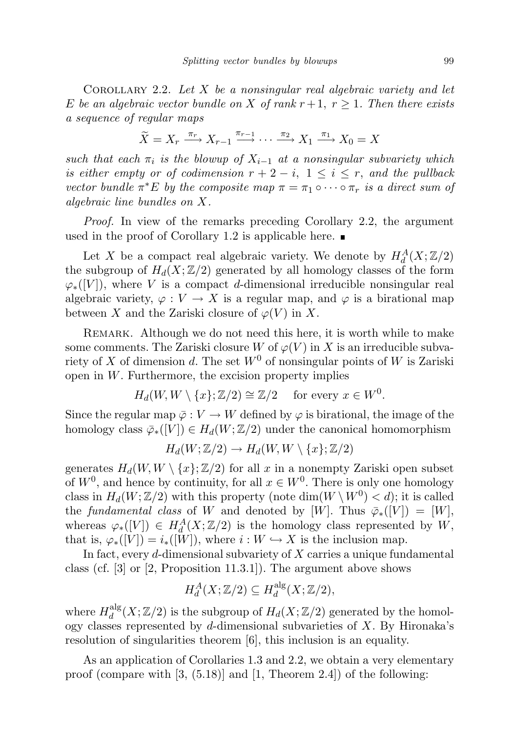Corollary 2.2. *Let $X$ be a nonsingular real algebraic variety and let $E$ be an algebraic vector bundle on $X$ of rank $r+1$, $r \geq 1$. Then there exists a sequence of regular maps*

$$\widetilde{X} = X_r \xrightarrow{\pi_r} X_{r-1} \xrightarrow{\pi_{r-1}} \cdots \xrightarrow{\pi_2} X_1 \xrightarrow{\pi_1} X_0 = X$$

*such that each $\pi_i$ is the blowup of $X_{i-1}$ at a nonsingular subvariety which is either empty or of codimension $r+2-i$, $1 \leq i \leq r$, and the pullback vector bundle $\pi^* E$ by the composite map $\pi = \pi_1 \circ \cdots \circ \pi_r$ is a direct sum of algebraic line bundles on $X$.*

*Proof.* In view of the remarks preceding Corollary 2.2, the argument used in the proof of Corollary 1.2 is applicable here. ■

Let $X$ be a compact real algebraic variety. We denote by $H_d^A(X; \mathbb{Z}/2)$ the subgroup of $H_d(X; \mathbb{Z}/2)$ generated by all homology classes of the form $\varphi_*([V])$, where $V$ is a compact $d$-dimensional irreducible nonsingular real algebraic variety, $\varphi : V \to X$ is a regular map, and $\varphi$ is a birational map between $X$ and the Zariski closure of $\varphi(V)$ in $X$.

Remark. Although we do not need this here, it is worth while to make some comments. The Zariski closure $W$ of $\varphi(V)$ in $X$ is an irreducible subvariety of $X$ of dimension $d$. The set $W^0$ of nonsingular points of $W$ is Zariski open in $W$. Furthermore, the excision property implies

$$H_d(W, W \setminus \{x\}; \mathbb{Z}/2) \cong \mathbb{Z}/2 \quad \text{for every } x \in W^0.$$

Since the regular map $\bar{\varphi} : V \to W$ defined by $\varphi$ is birational, the image of the homology class $\bar{\varphi}_*([V]) \in H_d(W; \mathbb{Z}/2)$ under the canonical homomorphism

$$H_d(W; \mathbb{Z}/2) \to H_d(W, W \setminus \{x\}; \mathbb{Z}/2)$$

generates $H_d(W, W \setminus \{x\}; \mathbb{Z}/2)$ for all $x$ in a nonempty Zariski open subset of $W^0$, and hence by continuity, for all $x \in W^0$. There is only one homology class in $H_d(W; \mathbb{Z}/2)$ with this property (note $\dim(W \setminus W^0) < d$); it is called the *fundamental class* of $W$ and denoted by $[W]$. Thus $\bar{\varphi}_*([V]) = [W]$, whereas $\varphi_*([V]) \in H_d^A(X; \mathbb{Z}/2)$ is the homology class represented by $W$, that is, $\varphi_*([V]) = i_*([W])$, where $i : W \hookrightarrow X$ is the inclusion map.

In fact, every $d$-dimensional subvariety of $X$ carries a unique fundamental class (cf. [3] or [2, Proposition 11.3.1]). The argument above shows

$$H_d^A(X; \mathbb{Z}/2) \subseteq H_d^{\text{alg}}(X; \mathbb{Z}/2),$$

where $H_d^{\text{alg}}(X; \mathbb{Z}/2)$ is the subgroup of $H_d(X; \mathbb{Z}/2)$ generated by the homology classes represented by $d$-dimensional subvarieties of $X$. By Hironaka's resolution of singularities theorem [6], this inclusion is an equality.

As an application of Corollaries 1.3 and 2.2, we obtain a very elementary proof (compare with [3, (5.18)] and [1, Theorem 2.4]) of the following: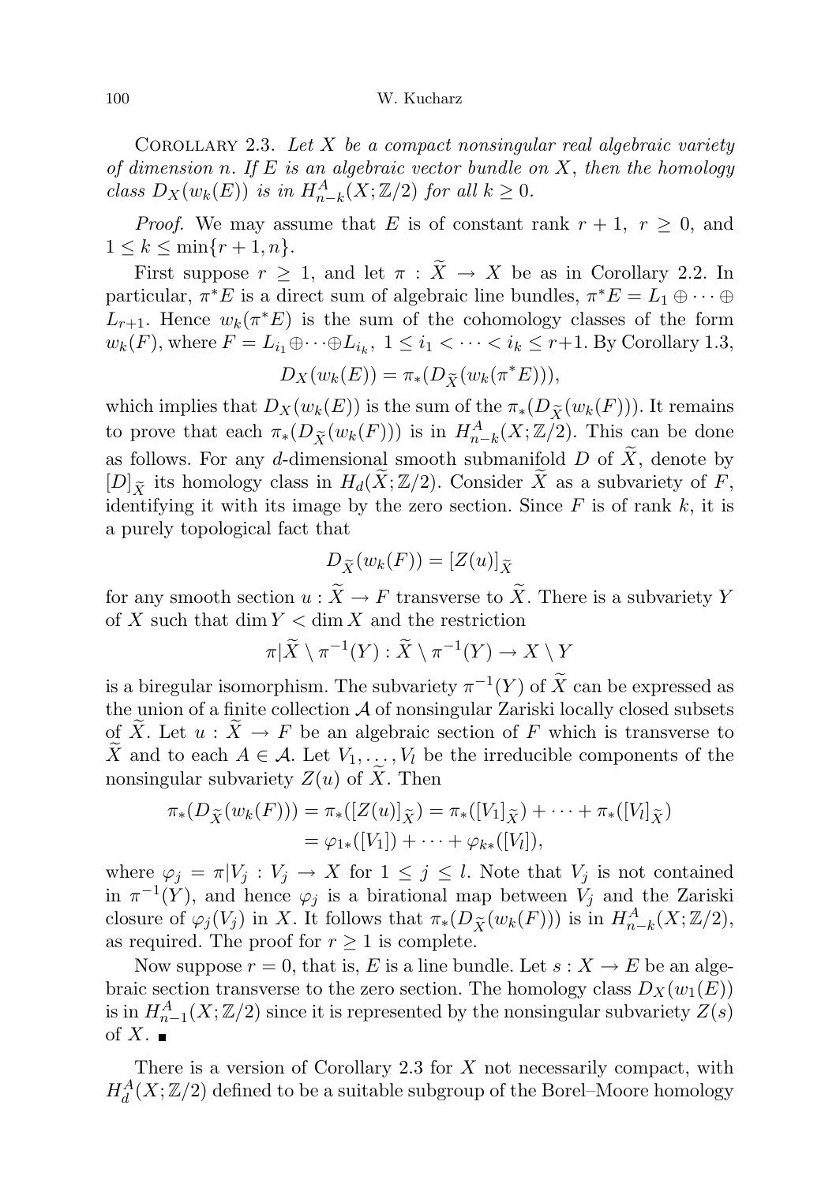Corollary 2.3. *Let $X$ be a compact nonsingular real algebraic variety of dimension $n$. If $E$ is an algebraic vector bundle on $X$, then the homology class $D_X(w_k(E))$ is in $H^A_{n-k}(X;\mathbb{Z}/2)$ for all $k \geq 0$.*

*Proof.* We may assume that $E$ is of constant rank $r+1$, $r \geq 0$, and $1 \leq k \leq \min\{r+1, n\}$.

First suppose $r \geq 1$, and let $\pi : \widetilde{X} \to X$ be as in Corollary 2.2. In particular, $\pi^*E$ is a direct sum of algebraic line bundles, $\pi^*E = L_1 \oplus \cdots \oplus L_{r+1}$. Hence $w_k(\pi^*E)$ is the sum of the cohomology classes of the form $w_k(F)$, where $F = L_{i_1} \oplus \cdots \oplus L_{i_k}$, $1 \leq i_1 < \cdots < i_k \leq r+1$. By Corollary 1.3,

$$D_X(w_k(E)) = \pi_*(D_{\widetilde{X}}(w_k(\pi^*E))),$$

which implies that $D_X(w_k(E))$ is the sum of the $\pi_*(D_{\widetilde{X}}(w_k(F)))$. It remains to prove that each $\pi_*(D_{\widetilde{X}}(w_k(F)))$ is in $H^A_{n-k}(X;\mathbb{Z}/2)$. This can be done as follows. For any $d$-dimensional smooth submanifold $D$ of $\widetilde{X}$, denote by $[D]_{\widetilde{X}}$ its homology class in $H_d(\widetilde{X};\mathbb{Z}/2)$. Consider $\widetilde{X}$ as a subvariety of $F$, identifying it with its image by the zero section. Since $F$ is of rank $k$, it is a purely topological fact that

$$D_{\widetilde{X}}(w_k(F)) = [Z(u)]_{\widetilde{X}}$$

for any smooth section $u : \widetilde{X} \to F$ transverse to $\widetilde{X}$. There is a subvariety $Y$ of $X$ such that $\dim Y < \dim X$ and the restriction

$$\pi|\widetilde{X} \setminus \pi^{-1}(Y) : \widetilde{X} \setminus \pi^{-1}(Y) \to X \setminus Y$$

is a biregular isomorphism. The subvariety $\pi^{-1}(Y)$ of $\widetilde{X}$ can be expressed as the union of a finite collection $\mathcal{A}$ of nonsingular Zariski locally closed subsets of $\widetilde{X}$. Let $u : \widetilde{X} \to F$ be an algebraic section of $F$ which is transverse to $\widetilde{X}$ and to each $A \in \mathcal{A}$. Let $V_1, \ldots, V_l$ be the irreducible components of the nonsingular subvariety $Z(u)$ of $\widetilde{X}$. Then

$$\begin{aligned}\pi_*(D_{\widetilde{X}}(w_k(F))) &= \pi_*([Z(u)]_{\widetilde{X}}) = \pi_*([V_1]_{\widetilde{X}}) + \cdots + \pi_*([V_l]_{\widetilde{X}}) \\ &= \varphi_{1*}([V_1]) + \cdots + \varphi_{k*}([V_l]),\end{aligned}$$

where $\varphi_j = \pi|V_j : V_j \to X$ for $1 \leq j \leq l$. Note that $V_j$ is not contained in $\pi^{-1}(Y)$, and hence $\varphi_j$ is a birational map between $V_j$ and the Zariski closure of $\varphi_j(V_j)$ in $X$. It follows that $\pi_*(D_{\widetilde{X}}(w_k(F)))$ is in $H^A_{n-k}(X;\mathbb{Z}/2)$, as required. The proof for $r \geq 1$ is complete.

Now suppose $r = 0$, that is, $E$ is a line bundle. Let $s : X \to E$ be an algebraic section transverse to the zero section. The homology class $D_X(w_1(E))$ is in $H^A_{n-1}(X;\mathbb{Z}/2)$ since it is represented by the nonsingular subvariety $Z(s)$ of $X$. ∎

There is a version of Corollary 2.3 for $X$ not necessarily compact, with $H^A_d(X;\mathbb{Z}/2)$ defined to be a suitable subgroup of the Borel–Moore homology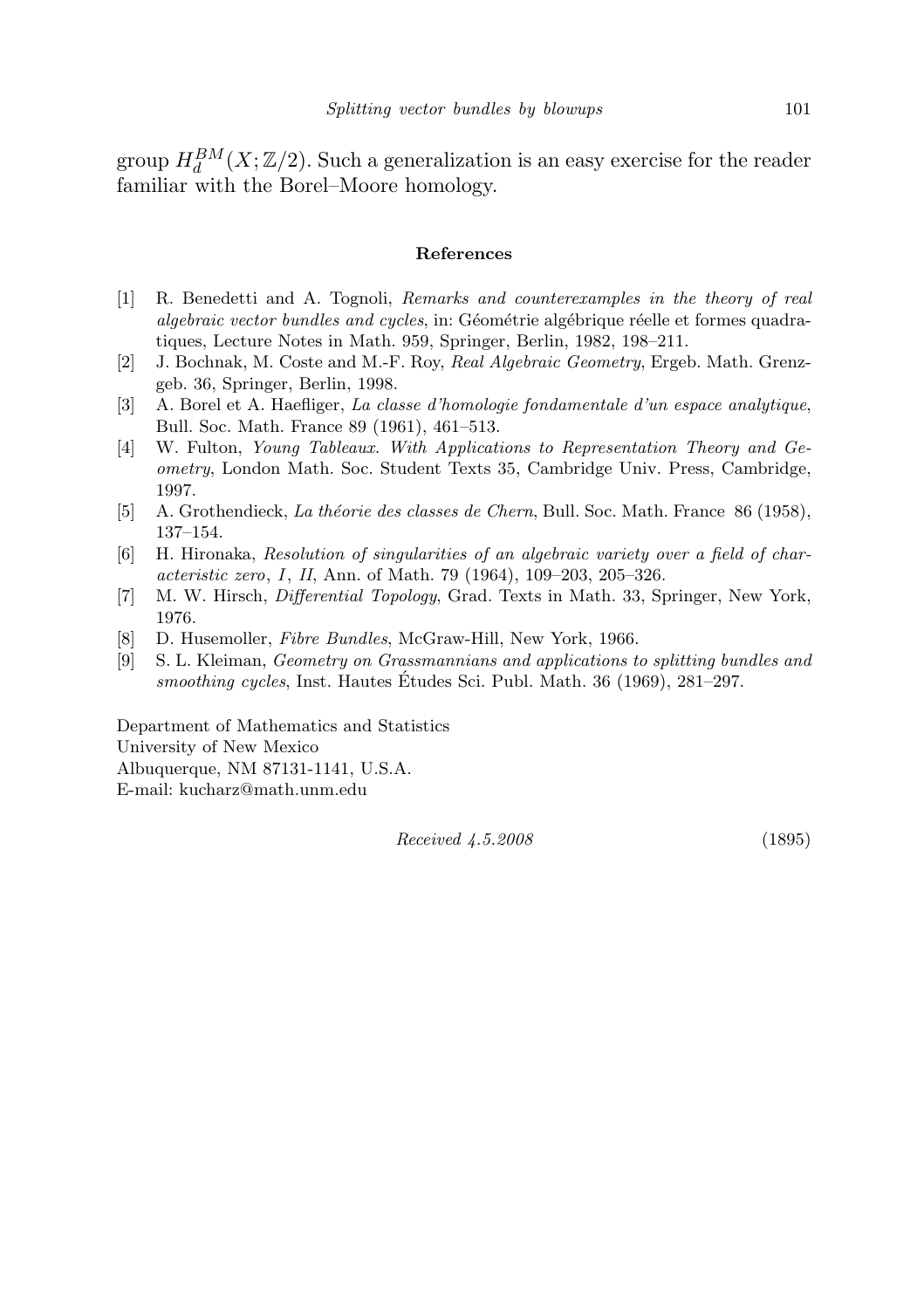group $H_d^{BM}(X;\mathbb{Z}/2)$. Such a generalization is an easy exercise for the reader familiar with the Borel–Moore homology.

### References

[1] R. Benedetti and A. Tognoli, *Remarks and counterexamples in the theory of real algebraic vector bundles and cycles*, in: Géométrie algébrique réelle et formes quadratiques, Lecture Notes in Math. 959, Springer, Berlin, 1982, 198–211.

[2] J. Bochnak, M. Coste and M.-F. Roy, *Real Algebraic Geometry*, Ergeb. Math. Grenzgeb. 36, Springer, Berlin, 1998.

[3] A. Borel et A. Haefliger, *La classe d'homologie fondamentale d'un espace analytique*, Bull. Soc. Math. France 89 (1961), 461–513.

[4] W. Fulton, *Young Tableaux. With Applications to Representation Theory and Geometry*, London Math. Soc. Student Texts 35, Cambridge Univ. Press, Cambridge, 1997.

[5] A. Grothendieck, *La théorie des classes de Chern*, Bull. Soc. Math. France 86 (1958), 137–154.

[6] H. Hironaka, *Resolution of singularities of an algebraic variety over a field of characteristic zero*, *I*, *II*, Ann. of Math. 79 (1964), 109–203, 205–326.

[7] M. W. Hirsch, *Differential Topology*, Grad. Texts in Math. 33, Springer, New York, 1976.

[8] D. Husemoller, *Fibre Bundles*, McGraw-Hill, New York, 1966.

[9] S. L. Kleiman, *Geometry on Grassmannians and applications to splitting bundles and smoothing cycles*, Inst. Hautes Études Sci. Publ. Math. 36 (1969), 281–297.

Department of Mathematics and Statistics
University of New Mexico
Albuquerque, NM 87131-1141, U.S.A.
E-mail: kucharz@math.unm.edu

*Received 4.5.2008* (1895)